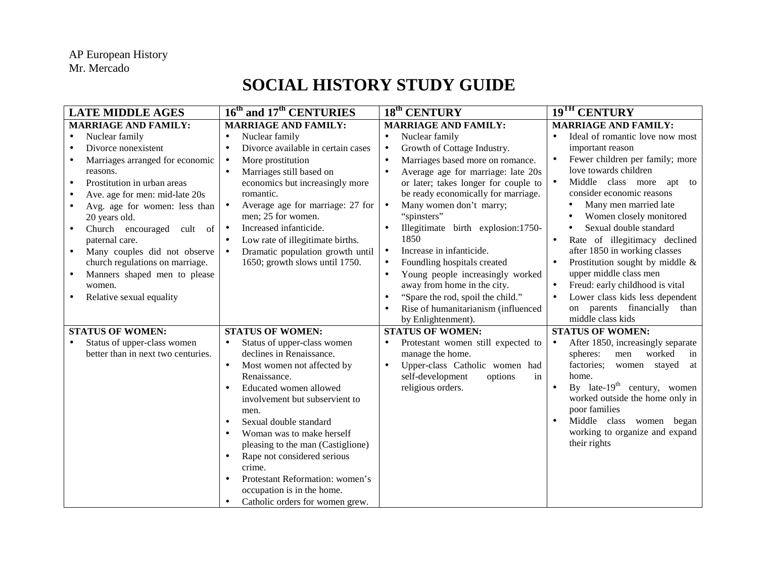AP European History
Mr. Mercado

# SOCIAL HISTORY STUDY GUIDE

| LATE MIDDLE AGES | 16th and 17th CENTURIES | 18th CENTURY | 19TH CENTURY |
|---|---|---|---|
| **MARRIAGE AND FAMILY:**<br>• Nuclear family<br>• Divorce nonexistent<br>• Marriages arranged for economic reasons.<br>• Prostitution in urban areas<br>• Ave. age for men: mid-late 20s<br>• Avg. age for women: less than 20 years old.<br>• Church encouraged cult of paternal care.<br>• Many couples did not observe church regulations on marriage.<br>• Manners shaped men to please women.<br>• Relative sexual equality | **MARRIAGE AND FAMILY:**<br>• Nuclear family<br>• Divorce available in certain cases<br>• More prostitution<br>• Marriages still based on economics but increasingly more romantic.<br>• Average age for marriage: 27 for men; 25 for women.<br>• Increased infanticide.<br>• Low rate of illegitimate births.<br>• Dramatic population growth until 1650; growth slows until 1750. | **MARRIAGE AND FAMILY:**<br>• Nuclear family<br>• Growth of Cottage Industry.<br>• Marriages based more on romance.<br>• Average age for marriage: late 20s or later; takes longer for couple to be ready economically for marriage.<br>• Many women don't marry; "spinsters"<br>• Illegitimate birth explosion:1750-1850<br>• Increase in infanticide.<br>• Foundling hospitals created<br>• Young people increasingly worked away from home in the city.<br>• "Spare the rod, spoil the child."<br>• Rise of humanitarianism (influenced by Enlightenment). | **MARRIAGE AND FAMILY:**<br>• Ideal of romantic love now most important reason<br>• Fewer children per family; more love towards children<br>• Middle class more apt to consider economic reasons<br>  • Many men married late<br>  • Women closely monitored<br>  • Sexual double standard<br>• Rate of illegitimacy declined after 1850 in working classes<br>• Prostitution sought by middle & upper middle class men<br>• Freud: early childhood is vital<br>• Lower class kids less dependent on parents financially than middle class kids |
| **STATUS OF WOMEN:**<br>• Status of upper-class women better than in next two centuries. | **STATUS OF WOMEN:**<br>• Status of upper-class women declines in Renaissance.<br>• Most women not affected by Renaissance.<br>• Educated women allowed involvement but subservient to men.<br>• Sexual double standard<br>• Woman was to make herself pleasing to the man (Castiglione)<br>• Rape not considered serious crime.<br>• Protestant Reformation: women's occupation is in the home.<br>• Catholic orders for women grew. | **STATUS OF WOMEN:**<br>• Protestant women still expected to manage the home.<br>• Upper-class Catholic women had self-development options in religious orders. | **STATUS OF WOMEN:**<br>• After 1850, increasingly separate spheres: men worked in factories; women stayed at home.<br>• By late-19th century, women worked outside the home only in poor families<br>• Middle class women began working to organize and expand their rights |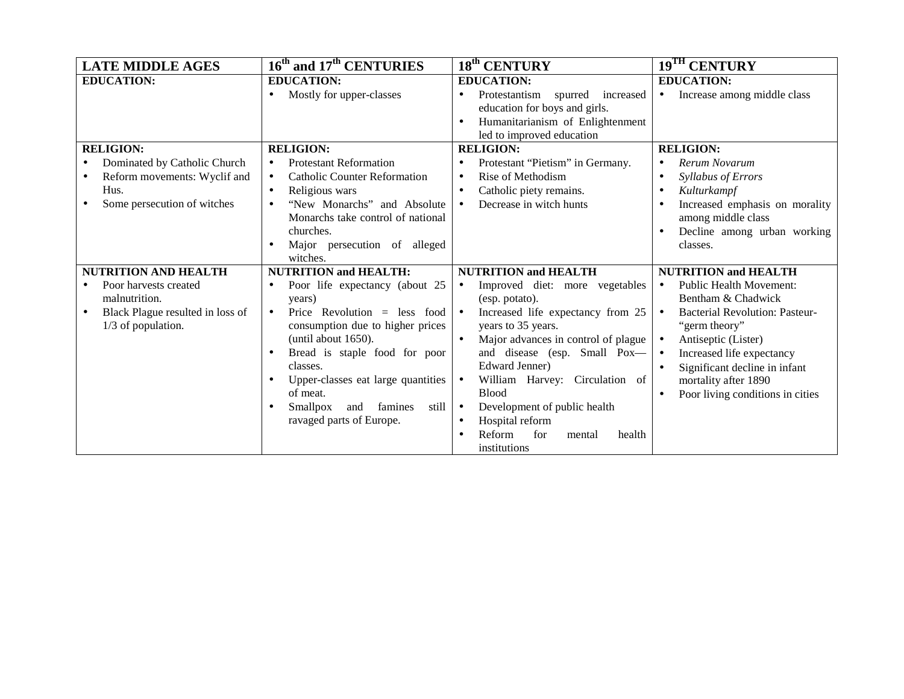| LATE MIDDLE AGES | 16th and 17th CENTURIES | 18th CENTURY | 19TH CENTURY |
|---|---|---|---|
| **EDUCATION:** | **EDUCATION:**<br>• Mostly for upper-classes | **EDUCATION:**<br>• Protestantism spurred increased education for boys and girls.<br>• Humanitarianism of Enlightenment led to improved education | **EDUCATION:**<br>• Increase among middle class |
| **RELIGION:**<br>• Dominated by Catholic Church<br>• Reform movements: Wyclif and Hus.<br>• Some persecution of witches | **RELIGION:**<br>• Protestant Reformation<br>• Catholic Counter Reformation<br>• Religious wars<br>• "New Monarchs" and Absolute Monarchs take control of national churches.<br>• Major persecution of alleged witches. | **RELIGION:**<br>• Protestant "Pietism" in Germany.<br>• Rise of Methodism<br>• Catholic piety remains.<br>• Decrease in witch hunts | **RELIGION:**<br>• *Rerum Novarum*<br>• *Syllabus of Errors*<br>• *Kulturkampf*<br>• Increased emphasis on morality among middle class<br>• Decline among urban working classes. |
| **NUTRITION AND HEALTH**<br>• Poor harvests created malnutrition.<br>• Black Plague resulted in loss of 1/3 of population. | **NUTRITION and HEALTH:**<br>• Poor life expectancy (about 25 years)<br>• Price Revolution = less food consumption due to higher prices (until about 1650).<br>• Bread is staple food for poor classes.<br>• Upper-classes eat large quantities of meat.<br>• Smallpox and famines still ravaged parts of Europe. | **NUTRITION and HEALTH**<br>• Improved diet: more vegetables (esp. potato).<br>• Increased life expectancy from 25 years to 35 years.<br>• Major advances in control of plague and disease (esp. Small Pox—Edward Jenner)<br>• William Harvey: Circulation of Blood<br>• Development of public health<br>• Hospital reform<br>• Reform for mental health institutions | **NUTRITION and HEALTH**<br>• Public Health Movement: Bentham & Chadwick<br>• Bacterial Revolution: Pasteur- "germ theory"<br>• Antiseptic (Lister)<br>• Increased life expectancy<br>• Significant decline in infant mortality after 1890<br>• Poor living conditions in cities |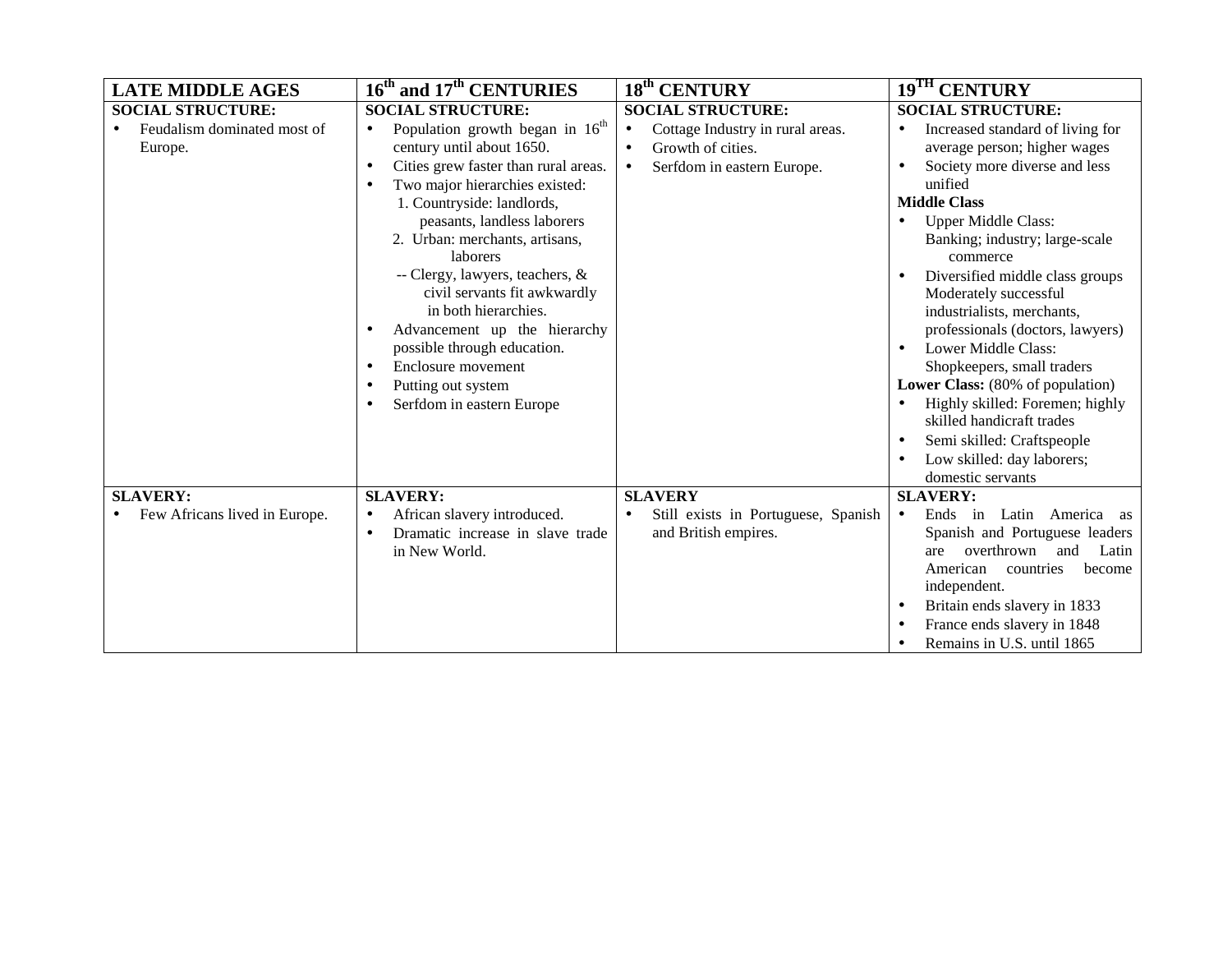| LATE MIDDLE AGES | 16th and 17th CENTURIES | 18th CENTURY | 19TH CENTURY |
|---|---|---|---|
| **SOCIAL STRUCTURE:**<br>• Feudalism dominated most of Europe. | **SOCIAL STRUCTURE:**<br>• Population growth began in 16th century until about 1650.<br>• Cities grew faster than rural areas.<br>• Two major hierarchies existed:<br>1. Countryside: landlords, peasants, landless laborers<br>2. Urban: merchants, artisans, laborers<br>-- Clergy, lawyers, teachers, & civil servants fit awkwardly in both hierarchies.<br>• Advancement up the hierarchy possible through education.<br>• Enclosure movement<br>• Putting out system<br>• Serfdom in eastern Europe | **SOCIAL STRUCTURE:**<br>• Cottage Industry in rural areas.<br>• Growth of cities.<br>• Serfdom in eastern Europe. | **SOCIAL STRUCTURE:**<br>• Increased standard of living for average person; higher wages<br>• Society more diverse and less unified<br>**Middle Class**<br>• Upper Middle Class: Banking; industry; large-scale commerce<br>• Diversified middle class groups Moderately successful industrialists, merchants, professionals (doctors, lawyers)<br>• Lower Middle Class: Shopkeepers, small traders<br>**Lower Class:** (80% of population)<br>• Highly skilled: Foremen; highly skilled handicraft trades<br>• Semi skilled: Craftspeople<br>• Low skilled: day laborers; domestic servants |
| **SLAVERY:**<br>• Few Africans lived in Europe. | **SLAVERY:**<br>• African slavery introduced.<br>• Dramatic increase in slave trade in New World. | **SLAVERY**<br>• Still exists in Portuguese, Spanish and British empires. | **SLAVERY:**<br>• Ends in Latin America as Spanish and Portuguese leaders are overthrown and Latin American countries become independent.<br>• Britain ends slavery in 1833<br>• France ends slavery in 1848<br>• Remains in U.S. until 1865 |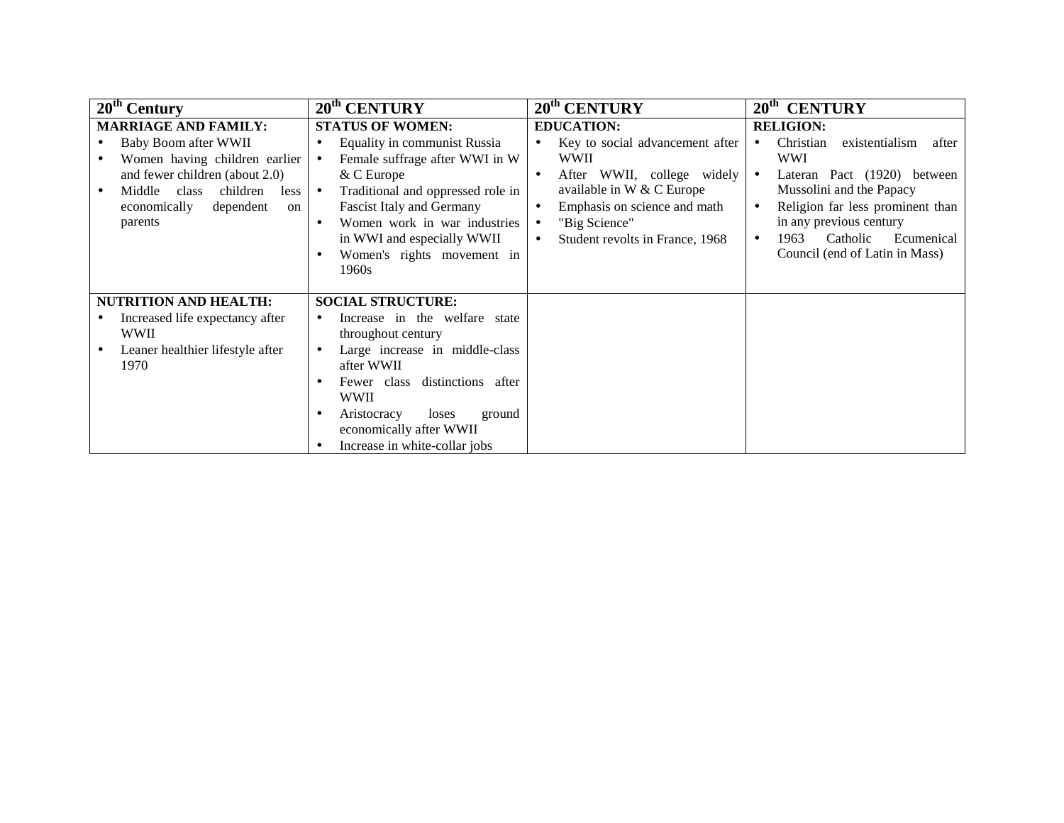| 20th Century | 20th CENTURY | 20th CENTURY | 20th CENTURY |
|---|---|---|---|
| **MARRIAGE AND FAMILY:**<br>• Baby Boom after WWII<br>• Women having children earlier and fewer children (about 2.0)<br>• Middle class children less economically dependent on parents | **STATUS OF WOMEN:**<br>• Equality in communist Russia<br>• Female suffrage after WWI in W & C Europe<br>• Traditional and oppressed role in Fascist Italy and Germany<br>• Women work in war industries in WWI and especially WWII<br>• Women's rights movement in 1960s | **EDUCATION:**<br>• Key to social advancement after WWII<br>• After WWII, college widely available in W & C Europe<br>• Emphasis on science and math<br>• "Big Science"<br>• Student revolts in France, 1968 | **RELIGION:**<br>• Christian existentialism after WWI<br>• Lateran Pact (1920) between Mussolini and the Papacy<br>• Religion far less prominent than in any previous century<br>• 1963 Catholic Ecumenical Council (end of Latin in Mass) |
| **NUTRITION AND HEALTH:**<br>• Increased life expectancy after WWII<br>• Leaner healthier lifestyle after 1970 | **SOCIAL STRUCTURE:**<br>• Increase in the welfare state throughout century<br>• Large increase in middle-class after WWII<br>• Fewer class distinctions after WWII<br>• Aristocracy loses ground economically after WWII<br>• Increase in white-collar jobs | | |